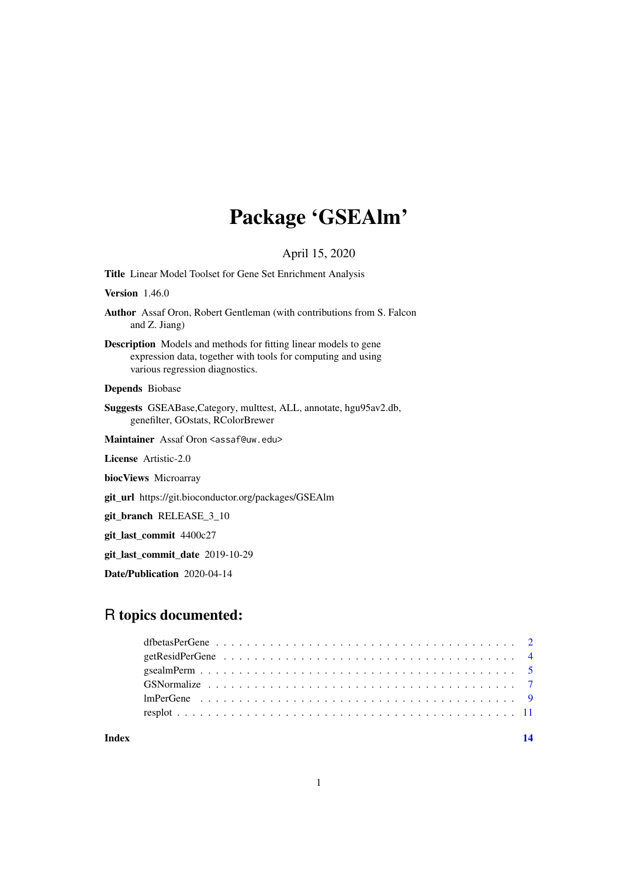# Package 'GSEAlm'

April 15, 2020

**Title** Linear Model Toolset for Gene Set Enrichment Analysis

**Version** 1.46.0

**Author** Assaf Oron, Robert Gentleman (with contributions from S. Falcon and Z. Jiang)

**Description** Models and methods for fitting linear models to gene expression data, together with tools for computing and using various regression diagnostics.

**Depends** Biobase

**Suggests** GSEABase,Category, multtest, ALL, annotate, hgu95av2.db, genefilter, GOstats, RColorBrewer

**Maintainer** Assaf Oron <assaf@uw.edu>

**License** Artistic-2.0

**biocViews** Microarray

**git_url** https://git.bioconductor.org/packages/GSEAlm

**git_branch** RELEASE_3_10

**git_last_commit** 4400c27

**git_last_commit_date** 2019-10-29

**Date/Publication** 2020-04-14

## R topics documented:

- dfbetasPerGene . . . . . . . . . . . . . . . . . . . . . . . . . . . . . . . . . . . . . . . 2
- getResidPerGene . . . . . . . . . . . . . . . . . . . . . . . . . . . . . . . . . . . . . . 4
- gsealmPerm . . . . . . . . . . . . . . . . . . . . . . . . . . . . . . . . . . . . . . . . . 5
- GSNormalize . . . . . . . . . . . . . . . . . . . . . . . . . . . . . . . . . . . . . . . . 7
- lmPerGene . . . . . . . . . . . . . . . . . . . . . . . . . . . . . . . . . . . . . . . . . 9
- resplot . . . . . . . . . . . . . . . . . . . . . . . . . . . . . . . . . . . . . . . . . . . 11

**Index** 14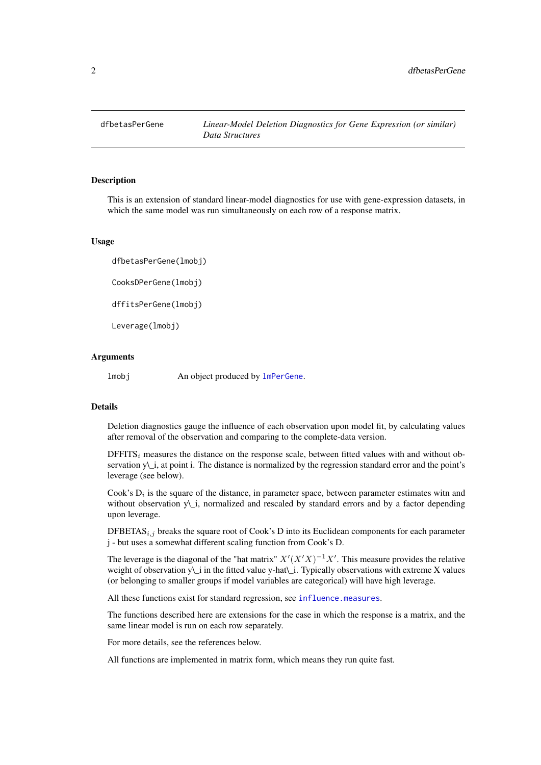dfbetasPerGene *Linear-Model Deletion Diagnostics for Gene Expression (or similar) Data Structures*

### Description

This is an extension of standard linear-model diagnostics for use with gene-expression datasets, in which the same model was run simultaneously on each row of a response matrix.

### Usage

```
dfbetasPerGene(lmobj)

CooksDPerGene(lmobj)

dffitsPerGene(lmobj)

Leverage(lmobj)
```

### Arguments

| | |
|---|---|
| lmobj | An object produced by lmPerGene. |

### Details

Deletion diagnostics gauge the influence of each observation upon model fit, by calculating values after removal of the observation and comparing to the complete-data version.

$\mathrm{DFFITS}_i$ measures the distance on the response scale, between fitted values with and without observation y\_i, at point i. The distance is normalized by the regression standard error and the point's leverage (see below).

Cook's $\mathrm{D}_i$ is the square of the distance, in parameter space, between parameter estimates witn and without observation y\_i, normalized and rescaled by standard errors and by a factor depending upon leverage.

$\mathrm{DFBETAS}_{i,j}$ breaks the square root of Cook's D into its Euclidean components for each parameter j - but uses a somewhat different scaling function from Cook's D.

The leverage is the diagonal of the "hat matrix" $X'(X'X)^{-1}X'$. This measure provides the relative weight of observation y\_i in the fitted value y-hat\_i. Typically observations with extreme X values (or belonging to smaller groups if model variables are categorical) will have high leverage.

All these functions exist for standard regression, see influence.measures.

The functions described here are extensions for the case in which the response is a matrix, and the same linear model is run on each row separately.

For more details, see the references below.

All functions are implemented in matrix form, which means they run quite fast.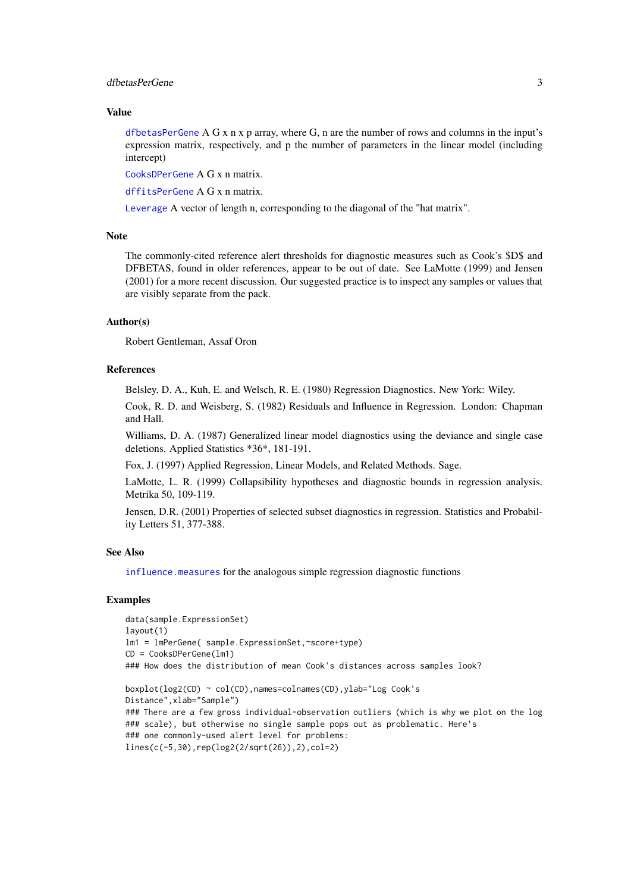## Value

`dfbetasPerGene` A G x n x p array, where G, n are the number of rows and columns in the input's expression matrix, respectively, and p the number of parameters in the linear model (including intercept)

`CooksDPerGene` A G x n matrix.

`dffitsPerGene` A G x n matrix.

`Leverage` A vector of length n, corresponding to the diagonal of the "hat matrix".

## Note

The commonly-cited reference alert thresholds for diagnostic measures such as Cook's $D$ and DFBETAS, found in older references, appear to be out of date. See LaMotte (1999) and Jensen (2001) for a more recent discussion. Our suggested practice is to inspect any samples or values that are visibly separate from the pack.

## Author(s)

Robert Gentleman, Assaf Oron

## References

Belsley, D. A., Kuh, E. and Welsch, R. E. (1980) Regression Diagnostics. New York: Wiley.

Cook, R. D. and Weisberg, S. (1982) Residuals and Influence in Regression. London: Chapman and Hall.

Williams, D. A. (1987) Generalized linear model diagnostics using the deviance and single case deletions. Applied Statistics *36*, 181-191.

Fox, J. (1997) Applied Regression, Linear Models, and Related Methods. Sage.

LaMotte, L. R. (1999) Collapsibility hypotheses and diagnostic bounds in regression analysis. Metrika 50, 109-119.

Jensen, D.R. (2001) Properties of selected subset diagnostics in regression. Statistics and Probability Letters 51, 377-388.

## See Also

`influence.measures` for the analogous simple regression diagnostic functions

## Examples

```
data(sample.ExpressionSet)
layout(1)
lm1 = lmPerGene( sample.ExpressionSet,~score+type)
CD = CooksDPerGene(lm1)
### How does the distribution of mean Cook's distances across samples look?

boxplot(log2(CD) ~ col(CD),names=colnames(CD),ylab="Log Cook's
Distance",xlab="Sample")
### There are a few gross individual-observation outliers (which is why we plot on the log
### scale), but otherwise no single sample pops out as problematic. Here's
### one commonly-used alert level for problems:
lines(c(-5,30),rep(log2(2/sqrt(26)),2),col=2)
```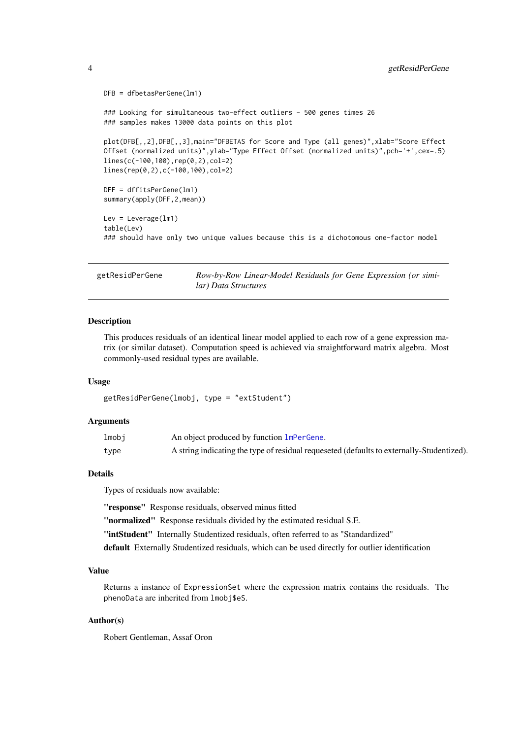```
DFB = dfbetasPerGene(lm1)

### Looking for simultaneous two-effect outliers - 500 genes times 26
### samples makes 13000 data points on this plot

plot(DFB[,,2],DFB[,,3],main="DFBETAS for Score and Type (all genes)",xlab="Score Effect
Offset (normalized units)",ylab="Type Effect Offset (normalized units)",pch='+',cex=.5)
lines(c(-100,100),rep(0,2),col=2)
lines(rep(0,2),c(-100,100),col=2)

DFF = dffitsPerGene(lm1)
summary(apply(DFF,2,mean))

Lev = Leverage(lm1)
table(Lev)
### should have only two unique values because this is a dichotomous one-factor model
```

---

## getResidPerGene — *Row-by-Row Linear-Model Residuals for Gene Expression (or similar) Data Structures*

---

### Description

This produces residuals of an identical linear model applied to each row of a gene expression matrix (or similar dataset). Computation speed is achieved via straightforward matrix algebra. Most commonly-used residual types are available.

### Usage

```
getResidPerGene(lmobj, type = "extStudent")
```

### Arguments

| | |
|---|---|
| `lmobj` | An object produced by function `lmPerGene`. |
| `type` | A string indicating the type of residual requeseted (defaults to externally-Studentized). |

### Details

Types of residuals now available:

**"response"** Response residuals, observed minus fitted

**"normalized"** Response residuals divided by the estimated residual S.E.

**"intStudent"** Internally Studentized residuals, often referred to as "Standardized"

**default** Externally Studentized residuals, which can be used directly for outlier identification

### Value

Returns a instance of `ExpressionSet` where the expression matrix contains the residuals. The `phenoData` are inherited from `lmobj$eS`.

### Author(s)

Robert Gentleman, Assaf Oron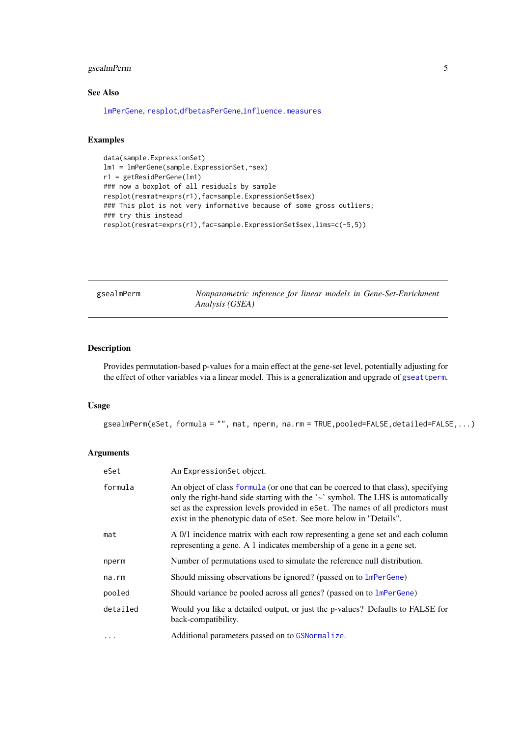### See Also

lmPerGene, resplot,dfbetasPerGene,influence.measures

### Examples

```
data(sample.ExpressionSet)
lm1 = lmPerGene(sample.ExpressionSet,~sex)
r1 = getResidPerGene(lm1)
### now a boxplot of all residuals by sample
resplot(resmat=exprs(r1),fac=sample.ExpressionSet$sex)
### This plot is not very informative because of some gross outliers;
### try this instead
resplot(resmat=exprs(r1),fac=sample.ExpressionSet$sex,lims=c(-5,5))
```

---

## gsealmPerm — *Nonparametric inference for linear models in Gene-Set-Enrichment Analysis (GSEA)*

### Description

Provides permutation-based p-values for a main effect at the gene-set level, potentially adjusting for the effect of other variables via a linear model. This is a generalization and upgrade of gseattperm.

### Usage

```
gsealmPerm(eSet, formula = "", mat, nperm, na.rm = TRUE,pooled=FALSE,detailed=FALSE,...)
```

### Arguments

| | |
|---|---|
| eSet | An ExpressionSet object. |
| formula | An object of class formula (or one that can be coerced to that class), specifying only the right-hand side starting with the '~' symbol. The LHS is automatically set as the expression levels provided in eSet. The names of all predictors must exist in the phenotypic data of eSet. See more below in "Details". |
| mat | A 0/1 incidence matrix with each row representing a gene set and each column representing a gene. A 1 indicates membership of a gene in a gene set. |
| nperm | Number of permutations used to simulate the reference null distribution. |
| na.rm | Should missing observations be ignored? (passed on to lmPerGene) |
| pooled | Should variance be pooled across all genes? (passed on to lmPerGene) |
| detailed | Would you like a detailed output, or just the p-values? Defaults to FALSE for back-compatibility. |
| ... | Additional parameters passed on to GSNormalize. |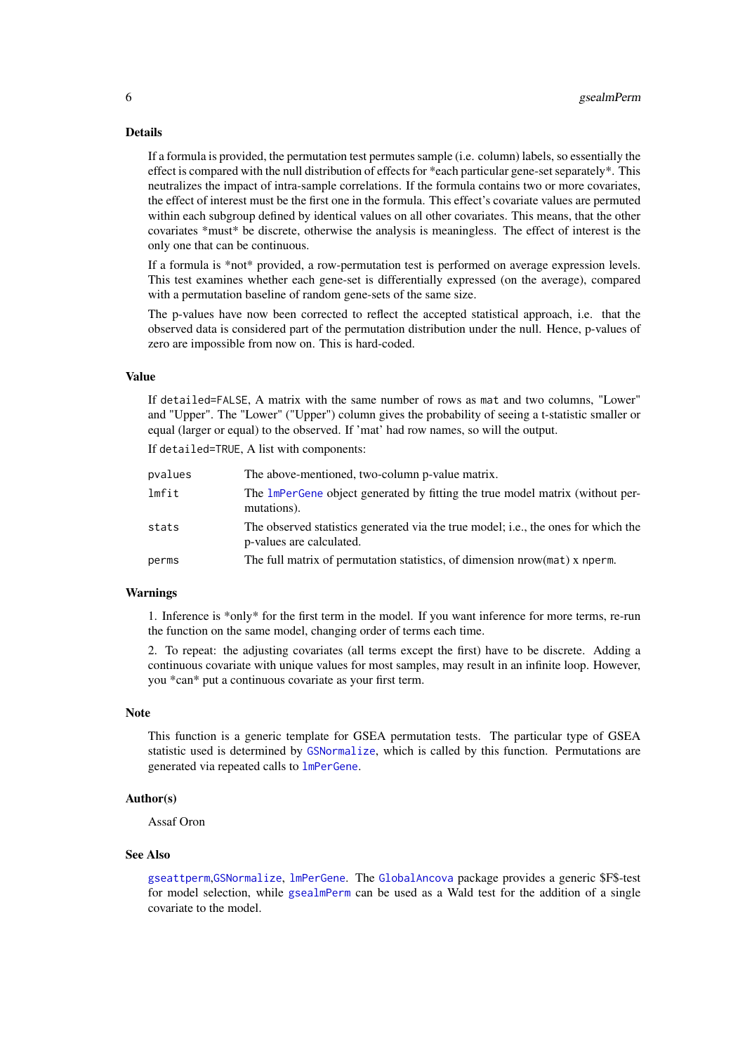## Details

If a formula is provided, the permutation test permutes sample (i.e. column) labels, so essentially the effect is compared with the null distribution of effects for *each particular gene-set separately*. This neutralizes the impact of intra-sample correlations. If the formula contains two or more covariates, the effect of interest must be the first one in the formula. This effect's covariate values are permuted within each subgroup defined by identical values on all other covariates. This means, that the other covariates *must* be discrete, otherwise the analysis is meaningless. The effect of interest is the only one that can be continuous.

If a formula is *not* provided, a row-permutation test is performed on average expression levels. This test examines whether each gene-set is differentially expressed (on the average), compared with a permutation baseline of random gene-sets of the same size.

The p-values have now been corrected to reflect the accepted statistical approach, i.e. that the observed data is considered part of the permutation distribution under the null. Hence, p-values of zero are impossible from now on. This is hard-coded.

## Value

If `detailed=FALSE`, A matrix with the same number of rows as `mat` and two columns, "Lower" and "Upper". The "Lower" ("Upper") column gives the probability of seeing a t-statistic smaller or equal (larger or equal) to the observed. If 'mat' had row names, so will the output.

If `detailed=TRUE`, A list with components:

| | |
|---|---|
| `pvalues` | The above-mentioned, two-column p-value matrix. |
| `lmfit` | The `lmPerGene` object generated by fitting the true model matrix (without permutations). |
| `stats` | The observed statistics generated via the true model; i.e., the ones for which the p-values are calculated. |
| `perms` | The full matrix of permutation statistics, of dimension `nrow(mat)` x `nperm`. |

## Warnings

1. Inference is *only* for the first term in the model. If you want inference for more terms, re-run the function on the same model, changing order of terms each time.

2. To repeat: the adjusting covariates (all terms except the first) have to be discrete. Adding a continuous covariate with unique values for most samples, may result in an infinite loop. However, you *can* put a continuous covariate as your first term.

## Note

This function is a generic template for GSEA permutation tests. The particular type of GSEA statistic used is determined by `GSNormalize`, which is called by this function. Permutations are generated via repeated calls to `lmPerGene`.

## Author(s)

Assaf Oron

## See Also

`gseattperm`,`GSNormalize`, `lmPerGene`. The `GlobalAncova` package provides a generic $F$-test for model selection, while `gsealmPerm` can be used as a Wald test for the addition of a single covariate to the model.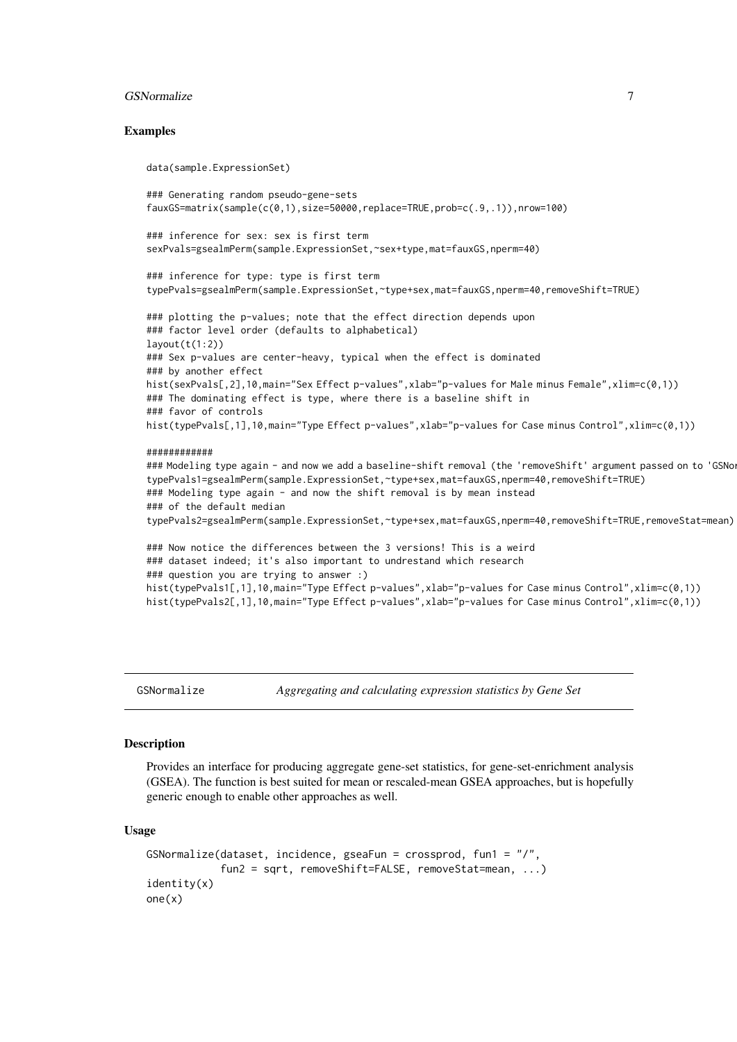## Examples

```
data(sample.ExpressionSet)

### Generating random pseudo-gene-sets
fauxGS=matrix(sample(c(0,1),size=50000,replace=TRUE,prob=c(.9,.1)),nrow=100)

### inference for sex: sex is first term
sexPvals=gsealmPerm(sample.ExpressionSet,~sex+type,mat=fauxGS,nperm=40)

### inference for type: type is first term
typePvals=gsealmPerm(sample.ExpressionSet,~type+sex,mat=fauxGS,nperm=40,removeShift=TRUE)

### plotting the p-values; note that the effect direction depends upon
### factor level order (defaults to alphabetical)
layout(t(1:2))
### Sex p-values are center-heavy, typical when the effect is dominated
### by another effect
hist(sexPvals[,2],10,main="Sex Effect p-values",xlab="p-values for Male minus Female",xlim=c(0,1))
### The dominating effect is type, where there is a baseline shift in
### favor of controls
hist(typePvals[,1],10,main="Type Effect p-values",xlab="p-values for Case minus Control",xlim=c(0,1))

############
### Modeling type again - and now we add a baseline-shift removal (the 'removeShift' argument passed on to 'GSNor
typePvals1=gsealmPerm(sample.ExpressionSet,~type+sex,mat=fauxGS,nperm=40,removeShift=TRUE)
### Modeling type again - and now the shift removal is by mean instead
### of the default median
typePvals2=gsealmPerm(sample.ExpressionSet,~type+sex,mat=fauxGS,nperm=40,removeShift=TRUE,removeStat=mean)

### Now notice the differences between the 3 versions! This is a weird
### dataset indeed; it's also important to undrestand which research
### question you are trying to answer :)
hist(typePvals1[,1],10,main="Type Effect p-values",xlab="p-values for Case minus Control",xlim=c(0,1))
hist(typePvals2[,1],10,main="Type Effect p-values",xlab="p-values for Case minus Control",xlim=c(0,1))
```

---

# GSNormalize *Aggregating and calculating expression statistics by Gene Set*

## Description

Provides an interface for producing aggregate gene-set statistics, for gene-set-enrichment analysis (GSEA). The function is best suited for mean or rescaled-mean GSEA approaches, but is hopefully generic enough to enable other approaches as well.

## Usage

```
GSNormalize(dataset, incidence, gseaFun = crossprod, fun1 = "/",
            fun2 = sqrt, removeShift=FALSE, removeStat=mean, ...)
identity(x)
one(x)
```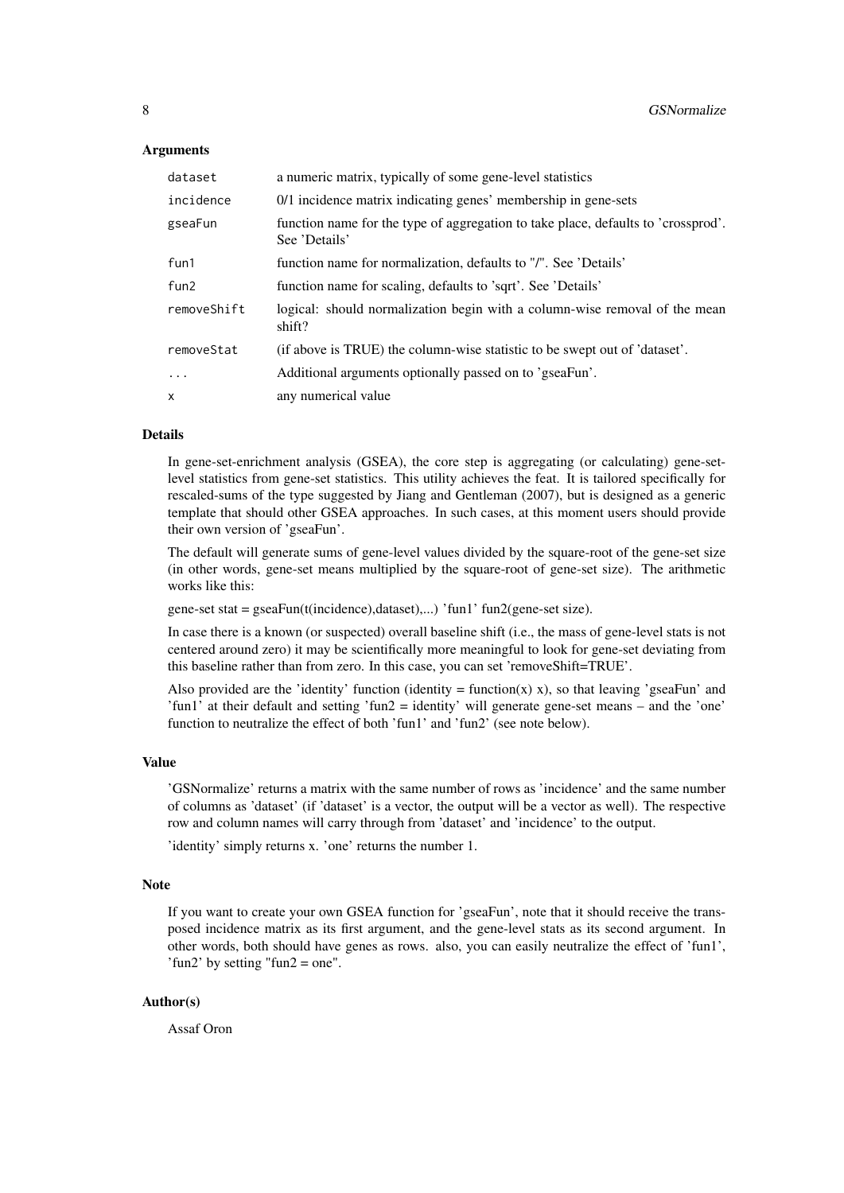### Arguments

| | |
|---|---|
| `dataset` | a numeric matrix, typically of some gene-level statistics |
| `incidence` | 0/1 incidence matrix indicating genes' membership in gene-sets |
| `gseaFun` | function name for the type of aggregation to take place, defaults to 'crossprod'. See 'Details' |
| `fun1` | function name for normalization, defaults to "/". See 'Details' |
| `fun2` | function name for scaling, defaults to 'sqrt'. See 'Details' |
| `removeShift` | logical: should normalization begin with a column-wise removal of the mean shift? |
| `removeStat` | (if above is TRUE) the column-wise statistic to be swept out of 'dataset'. |
| `...` | Additional arguments optionally passed on to 'gseaFun'. |
| `x` | any numerical value |

### Details

In gene-set-enrichment analysis (GSEA), the core step is aggregating (or calculating) gene-set-level statistics from gene-set statistics. This utility achieves the feat. It is tailored specifically for rescaled-sums of the type suggested by Jiang and Gentleman (2007), but is designed as a generic template that should other GSEA approaches. In such cases, at this moment users should provide their own version of 'gseaFun'.

The default will generate sums of gene-level values divided by the square-root of the gene-set size (in other words, gene-set means multiplied by the square-root of gene-set size). The arithmetic works like this:

gene-set stat = gseaFun(t(incidence),dataset),...) 'fun1' fun2(gene-set size).

In case there is a known (or suspected) overall baseline shift (i.e., the mass of gene-level stats is not centered around zero) it may be scientifically more meaningful to look for gene-set deviating from this baseline rather than from zero. In this case, you can set 'removeShift=TRUE'.

Also provided are the 'identity' function (identity = function(x) x), so that leaving 'gseaFun' and 'fun1' at their default and setting 'fun2 = identity' will generate gene-set means – and the 'one' function to neutralize the effect of both 'fun1' and 'fun2' (see note below).

### Value

'GSNormalize' returns a matrix with the same number of rows as 'incidence' and the same number of columns as 'dataset' (if 'dataset' is a vector, the output will be a vector as well). The respective row and column names will carry through from 'dataset' and 'incidence' to the output.

'identity' simply returns x. 'one' returns the number 1.

### Note

If you want to create your own GSEA function for 'gseaFun', note that it should receive the transposed incidence matrix as its first argument, and the gene-level stats as its second argument. In other words, both should have genes as rows. also, you can easily neutralize the effect of 'fun1', 'fun2' by setting "fun2 = one".

### Author(s)

Assaf Oron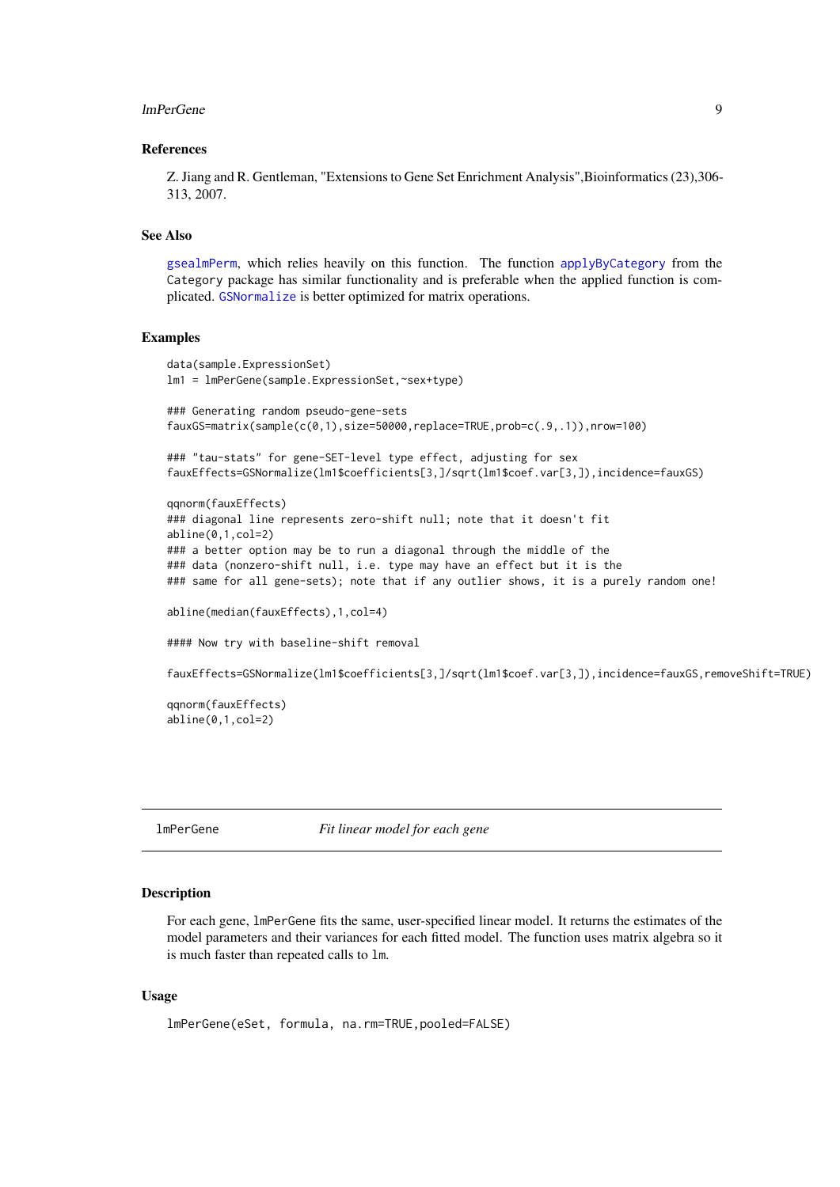### References

Z. Jiang and R. Gentleman, "Extensions to Gene Set Enrichment Analysis",Bioinformatics (23),306-313, 2007.

### See Also

gsealmPerm, which relies heavily on this function. The function applyByCategory from the Category package has similar functionality and is preferable when the applied function is complicated. GSNormalize is better optimized for matrix operations.

### Examples

```
data(sample.ExpressionSet)
lm1 = lmPerGene(sample.ExpressionSet,~sex+type)

### Generating random pseudo-gene-sets
fauxGS=matrix(sample(c(0,1),size=50000,replace=TRUE,prob=c(.9,.1)),nrow=100)

### "tau-stats" for gene-SET-level type effect, adjusting for sex
fauxEffects=GSNormalize(lm1$coefficients[3,]/sqrt(lm1$coef.var[3,]),incidence=fauxGS)

qqnorm(fauxEffects)
### diagonal line represents zero-shift null; note that it doesn't fit
abline(0,1,col=2)
### a better option may be to run a diagonal through the middle of the
### data (nonzero-shift null, i.e. type may have an effect but it is the
### same for all gene-sets); note that if any outlier shows, it is a purely random one!

abline(median(fauxEffects),1,col=4)

#### Now try with baseline-shift removal

fauxEffects=GSNormalize(lm1$coefficients[3,]/sqrt(lm1$coef.var[3,]),incidence=fauxGS,removeShift=TRUE)

qqnorm(fauxEffects)
abline(0,1,col=2)
```

---

## lmPerGene — *Fit linear model for each gene*

### Description

For each gene, lmPerGene fits the same, user-specified linear model. It returns the estimates of the model parameters and their variances for each fitted model. The function uses matrix algebra so it is much faster than repeated calls to lm.

### Usage

```
lmPerGene(eSet, formula, na.rm=TRUE,pooled=FALSE)
```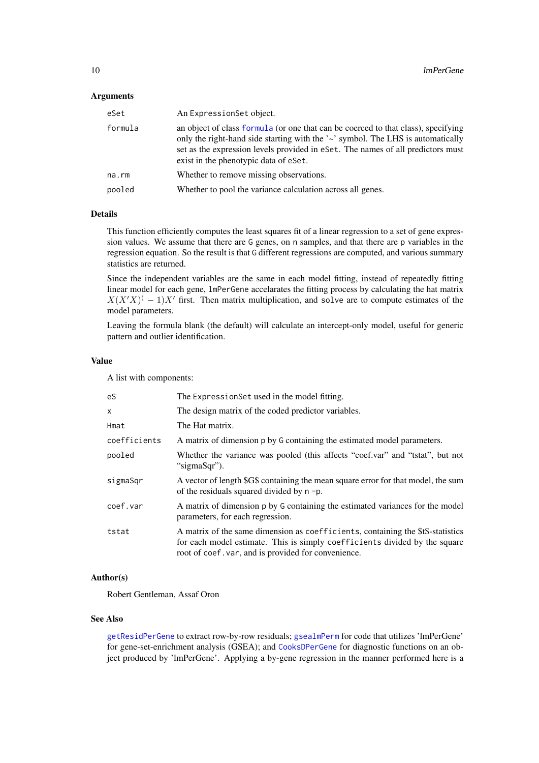### Arguments

| | |
|---|---|
| `eSet` | An `ExpressionSet` object. |
| `formula` | an object of class `formula` (or one that can be coerced to that class), specifying only the right-hand side starting with the '~' symbol. The LHS is automatically set as the expression levels provided in `eSet`. The names of all predictors must exist in the phenotypic data of `eSet`. |
| `na.rm` | Whether to remove missing observations. |
| `pooled` | Whether to pool the variance calculation across all genes. |

### Details

This function efficiently computes the least squares fit of a linear regression to a set of gene expression values. We assume that there are `G` genes, on `n` samples, and that there are `p` variables in the regression equation. So the result is that `G` different regressions are computed, and various summary statistics are returned.

Since the independent variables are the same in each model fitting, instead of repeatedly fitting linear model for each gene, `lmPerGene` accelarates the fitting process by calculating the hat matrix $X(X'X)^(-1)X'$ first. Then matrix multiplication, and `solve` are to compute estimates of the model parameters.

Leaving the formula blank (the default) will calculate an intercept-only model, useful for generic pattern and outlier identification.

### Value

A list with components:

| | |
|---|---|
| `eS` | The `ExpressionSet` used in the model fitting. |
| `x` | The design matrix of the coded predictor variables. |
| `Hmat` | The Hat matrix. |
| `coefficients` | A matrix of dimension `p` by `G` containing the estimated model parameters. |
| `pooled` | Whether the variance was pooled (this affects "coef.var" and "tstat", but not "sigmaSqr"). |
| `sigmaSqr` | A vector of length $G$ containing the mean square error for that model, the sum of the residuals squared divided by `n -p`. |
| `coef.var` | A matrix of dimension `p` by `G` containing the estimated variances for the model parameters, for each regression. |
| `tstat` | A matrix of the same dimension as `coefficients`, containing the $t$-statistics for each model estimate. This is simply `coefficients` divided by the square root of `coef.var`, and is provided for convenience. |

### Author(s)

Robert Gentleman, Assaf Oron

### See Also

`getResidPerGene` to extract row-by-row residuals; `gsealmPerm` for code that utilizes 'lmPerGene' for gene-set-enrichment analysis (GSEA); and `CooksDPerGene` for diagnostic functions on an object produced by 'lmPerGene'. Applying a by-gene regression in the manner performed here is a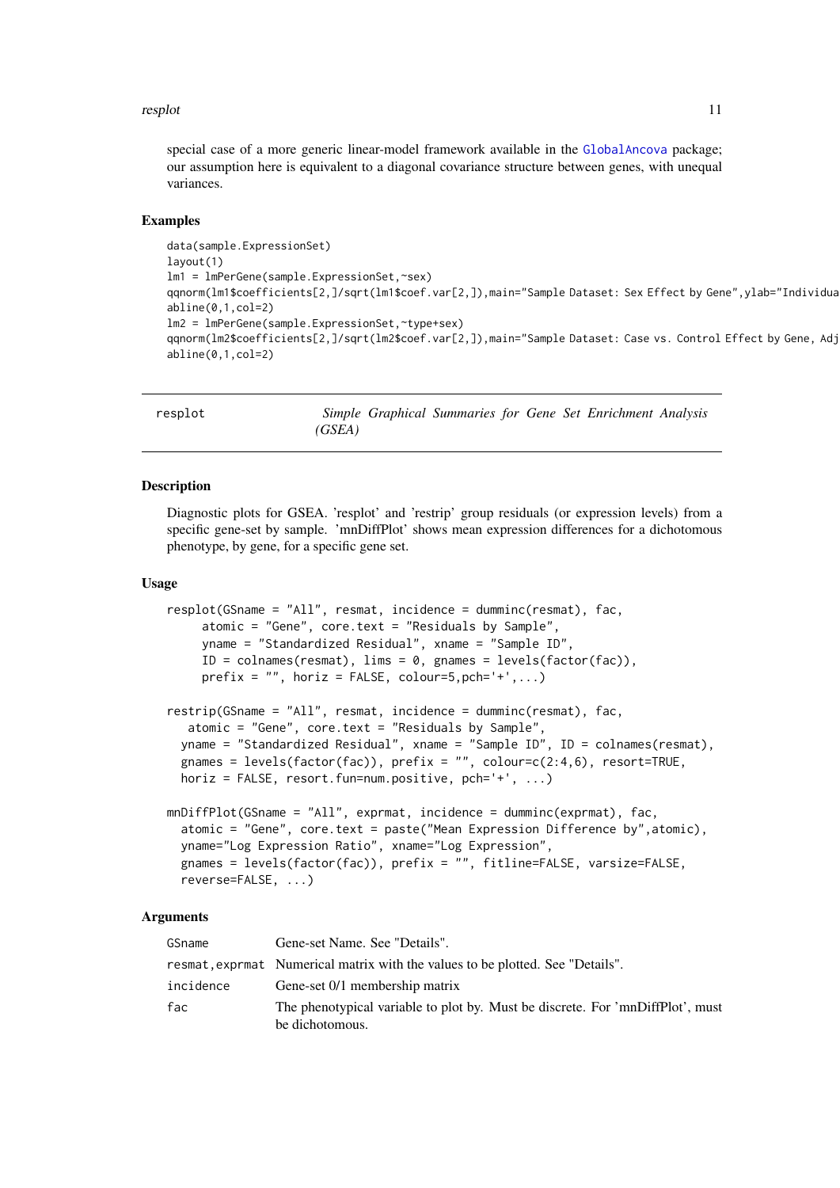special case of a more generic linear-model framework available in the GlobalAncova package; our assumption here is equivalent to a diagonal covariance structure between genes, with unequal variances.

### Examples

```
data(sample.ExpressionSet)
layout(1)
lm1 = lmPerGene(sample.ExpressionSet,~sex)
qqnorm(lm1$coefficients[2,]/sqrt(lm1$coef.var[2,]),main="Sample Dataset: Sex Effect by Gene",ylab="Individua
abline(0,1,col=2)
lm2 = lmPerGene(sample.ExpressionSet,~type+sex)
qqnorm(lm2$coefficients[2,]/sqrt(lm2$coef.var[2,]),main="Sample Dataset: Case vs. Control Effect by Gene, Adj
abline(0,1,col=2)
```

---

## resplot — *Simple Graphical Summaries for Gene Set Enrichment Analysis (GSEA)*

---

### Description

Diagnostic plots for GSEA. 'resplot' and 'restrip' group residuals (or expression levels) from a specific gene-set by sample. 'mnDiffPlot' shows mean expression differences for a dichotomous phenotype, by gene, for a specific gene set.

### Usage

```
resplot(GSname = "All", resmat, incidence = dumminc(resmat), fac,
     atomic = "Gene", core.text = "Residuals by Sample",
     yname = "Standardized Residual", xname = "Sample ID",
     ID = colnames(resmat), lims = 0, gnames = levels(factor(fac)),
     prefix = "", horiz = FALSE, colour=5,pch='+',...)

restrip(GSname = "All", resmat, incidence = dumminc(resmat), fac,
   atomic = "Gene", core.text = "Residuals by Sample",
  yname = "Standardized Residual", xname = "Sample ID", ID = colnames(resmat),
  gnames = levels(factor(fac)), prefix = "", colour=c(2:4,6), resort=TRUE,
  horiz = FALSE, resort.fun=num.positive, pch='+', ...)

mnDiffPlot(GSname = "All", exprmat, incidence = dumminc(exprmat), fac,
  atomic = "Gene", core.text = paste("Mean Expression Difference by",atomic),
  yname="Log Expression Ratio", xname="Log Expression",
  gnames = levels(factor(fac)), prefix = "", fitline=FALSE, varsize=FALSE,
  reverse=FALSE, ...)
```

### Arguments

| | |
|---|---|
| GSname | Gene-set Name. See "Details". |
| resmat,exprmat | Numerical matrix with the values to be plotted. See "Details". |
| incidence | Gene-set 0/1 membership matrix |
| fac | The phenotypical variable to plot by. Must be discrete. For 'mnDiffPlot', must be dichotomous. |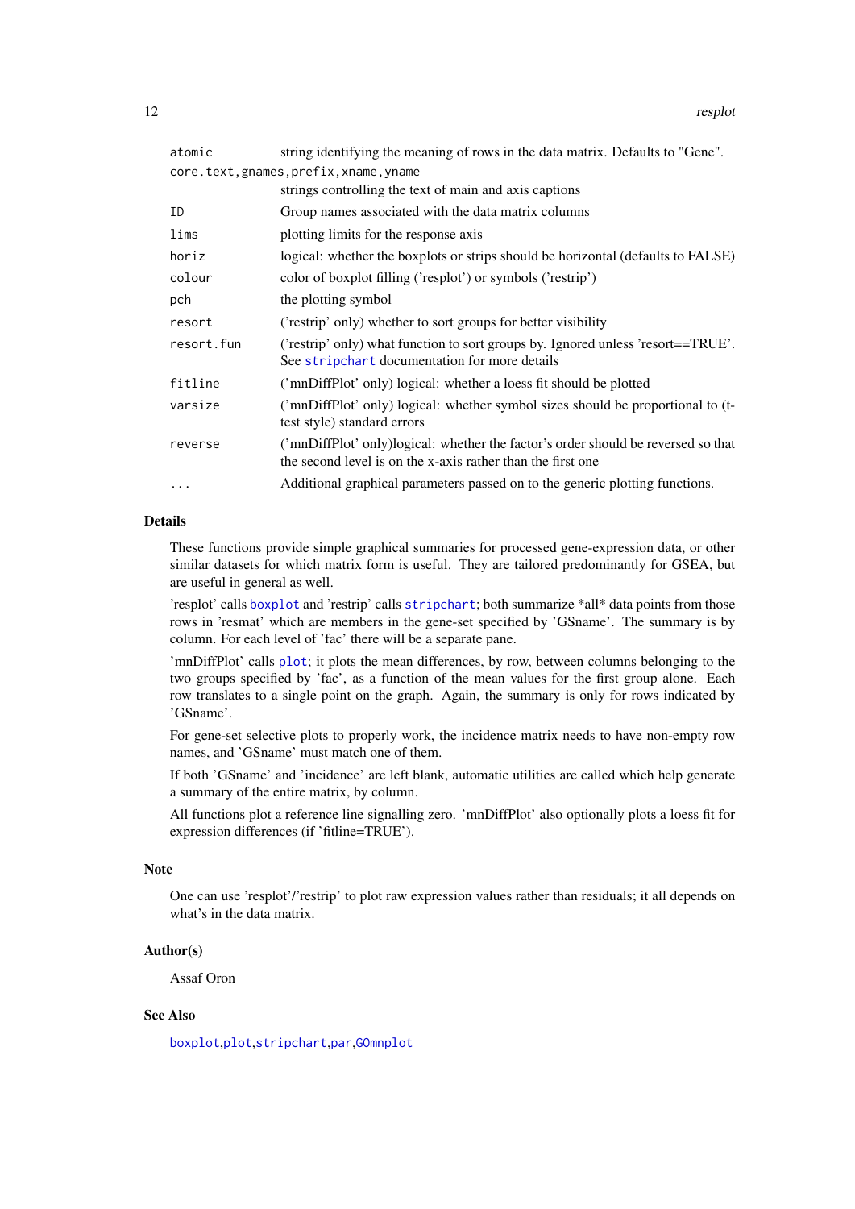| | |
|---|---|
| `atomic` | string identifying the meaning of rows in the data matrix. Defaults to "Gene". |
| `core.text,gnames,prefix,xname,yname` | strings controlling the text of main and axis captions |
| `ID` | Group names associated with the data matrix columns |
| `lims` | plotting limits for the response axis |
| `horiz` | logical: whether the boxplots or strips should be horizontal (defaults to FALSE) |
| `colour` | color of boxplot filling ('resplot') or symbols ('restrip') |
| `pch` | the plotting symbol |
| `resort` | ('restrip' only) whether to sort groups for better visibility |
| `resort.fun` | ('restrip' only) what function to sort groups by. Ignored unless 'resort==TRUE'. See `stripchart` documentation for more details |
| `fitline` | ('mnDiffPlot' only) logical: whether a loess fit should be plotted |
| `varsize` | ('mnDiffPlot' only) logical: whether symbol sizes should be proportional to (t-test style) standard errors |
| `reverse` | ('mnDiffPlot' only)logical: whether the factor's order should be reversed so that the second level is on the x-axis rather than the first one |
| `...` | Additional graphical parameters passed on to the generic plotting functions. |

## Details

These functions provide simple graphical summaries for processed gene-expression data, or other similar datasets for which matrix form is useful. They are tailored predominantly for GSEA, but are useful in general as well.

'resplot' calls `boxplot` and 'restrip' calls `stripchart`; both summarize *all* data points from those rows in 'resmat' which are members in the gene-set specified by 'GSname'. The summary is by column. For each level of 'fac' there will be a separate pane.

'mnDiffPlot' calls `plot`; it plots the mean differences, by row, between columns belonging to the two groups specified by 'fac', as a function of the mean values for the first group alone. Each row translates to a single point on the graph. Again, the summary is only for rows indicated by 'GSname'.

For gene-set selective plots to properly work, the incidence matrix needs to have non-empty row names, and 'GSname' must match one of them.

If both 'GSname' and 'incidence' are left blank, automatic utilities are called which help generate a summary of the entire matrix, by column.

All functions plot a reference line signalling zero. 'mnDiffPlot' also optionally plots a loess fit for expression differences (if 'fitline=TRUE').

## Note

One can use 'resplot'/'restrip' to plot raw expression values rather than residuals; it all depends on what's in the data matrix.

## Author(s)

Assaf Oron

## See Also

`boxplot`,`plot`,`stripchart`,`par`,`GOmnplot`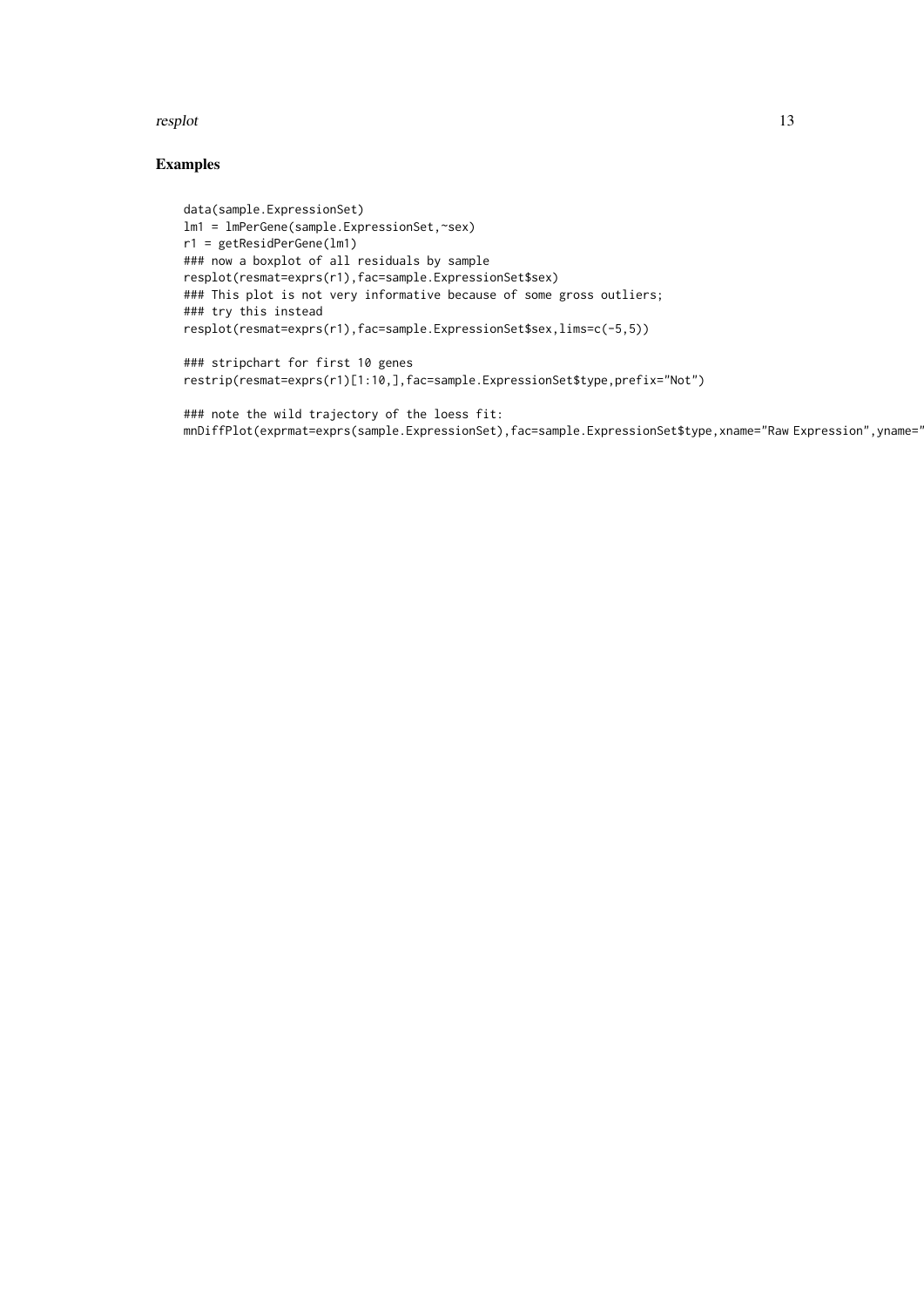## Examples

```
data(sample.ExpressionSet)
lm1 = lmPerGene(sample.ExpressionSet,~sex)
r1 = getResidPerGene(lm1)
### now a boxplot of all residuals by sample
resplot(resmat=exprs(r1),fac=sample.ExpressionSet$sex)
### This plot is not very informative because of some gross outliers;
### try this instead
resplot(resmat=exprs(r1),fac=sample.ExpressionSet$sex,lims=c(-5,5))

### stripchart for first 10 genes
restrip(resmat=exprs(r1)[1:10,],fac=sample.ExpressionSet$type,prefix="Not")

### note the wild trajectory of the loess fit:
mnDiffPlot(exprmat=exprs(sample.ExpressionSet),fac=sample.ExpressionSet$type,xname="Raw Expression",yname="
```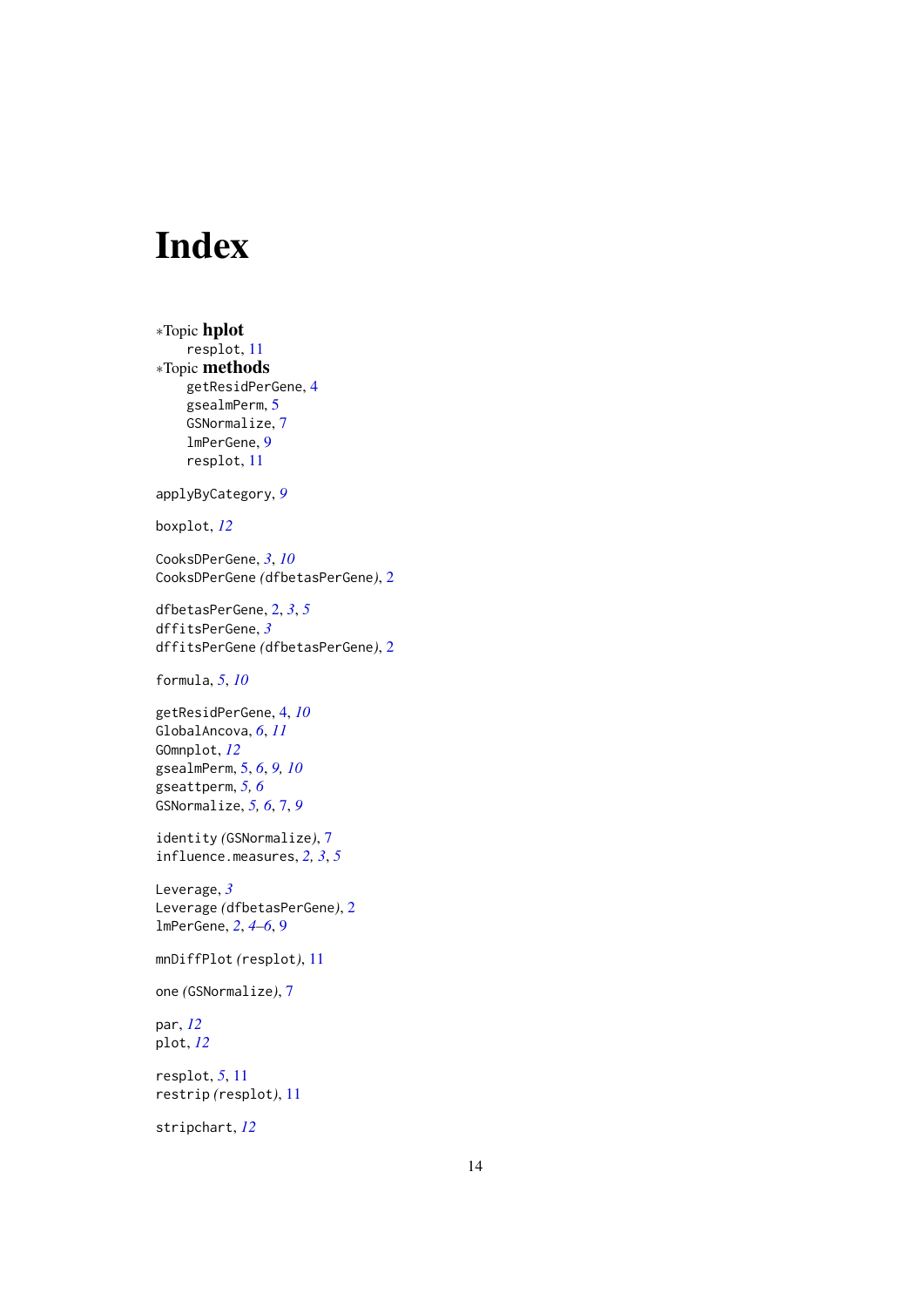# Index

*Topic **hplot**
  resplot, 11
*Topic **methods**
  getResidPerGene, 4
  gsealmPerm, 5
  GSNormalize, 7
  lmPerGene, 9
  resplot, 11

applyByCategory, *9*

boxplot, *12*

CooksDPerGene, *3*, *10*
CooksDPerGene (dfbetasPerGene), 2

dfbetasPerGene, 2, *3*, *5*
dffitsPerGene, *3*
dffitsPerGene (dfbetasPerGene), 2

formula, *5*, *10*

getResidPerGene, 4, *10*
GlobalAncova, *6*, *11*
GOmnplot, *12*
gsealmPerm, 5, *6*, *9*, *10*
gseattperm, *5*, *6*
GSNormalize, *5*, *6*, 7, *9*

identity (GSNormalize), 7
influence.measures, *2*, *3*, *5*

Leverage, *3*
Leverage (dfbetasPerGene), 2
lmPerGene, *2*, *4–6*, 9

mnDiffPlot (resplot), 11

one (GSNormalize), 7

par, *12*
plot, *12*

resplot, *5*, 11
restrip (resplot), 11

stripchart, *12*